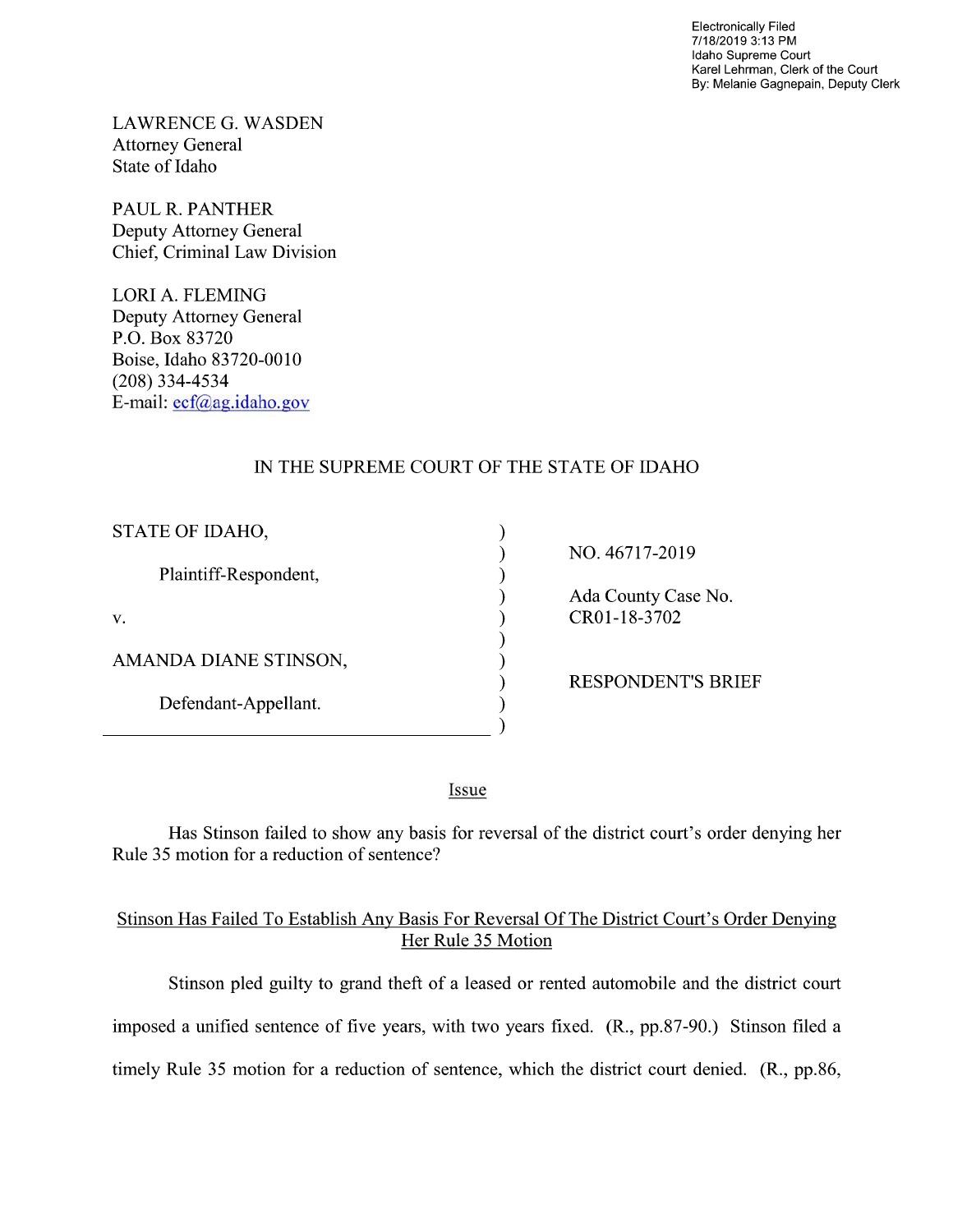Electronically Filed
7/18/2019 3:13 PM
Idaho Supreme Court
Karel Lehrman, Clerk of the Court
By: Melanie Gagnepain, Deputy Clerk

LAWRENCE G. WASDEN
Attorney General
State of Idaho

PAUL R. PANTHER
Deputy Attorney General
Chief, Criminal Law Division

LORI A. FLEMING
Deputy Attorney General
P.O. Box 83720
Boise, Idaho 83720-0010
(208) 334-4534
E-mail: ecf@ag.idaho.gov

IN THE SUPREME COURT OF THE STATE OF IDAHO

| | |
|---|---|
| STATE OF IDAHO, | NO. 46717-2019 |
| Plaintiff-Respondent, | Ada County Case No. CR01-18-3702 |
| v. | |
| AMANDA DIANE STINSON, | RESPONDENT'S BRIEF |
| Defendant-Appellant. | |

## Issue

Has Stinson failed to show any basis for reversal of the district court's order denying her Rule 35 motion for a reduction of sentence?

## Stinson Has Failed To Establish Any Basis For Reversal Of The District Court's Order Denying Her Rule 35 Motion

Stinson pled guilty to grand theft of a leased or rented automobile and the district court imposed a unified sentence of five years, with two years fixed. (R., pp.87-90.) Stinson filed a timely Rule 35 motion for a reduction of sentence, which the district court denied. (R., pp.86,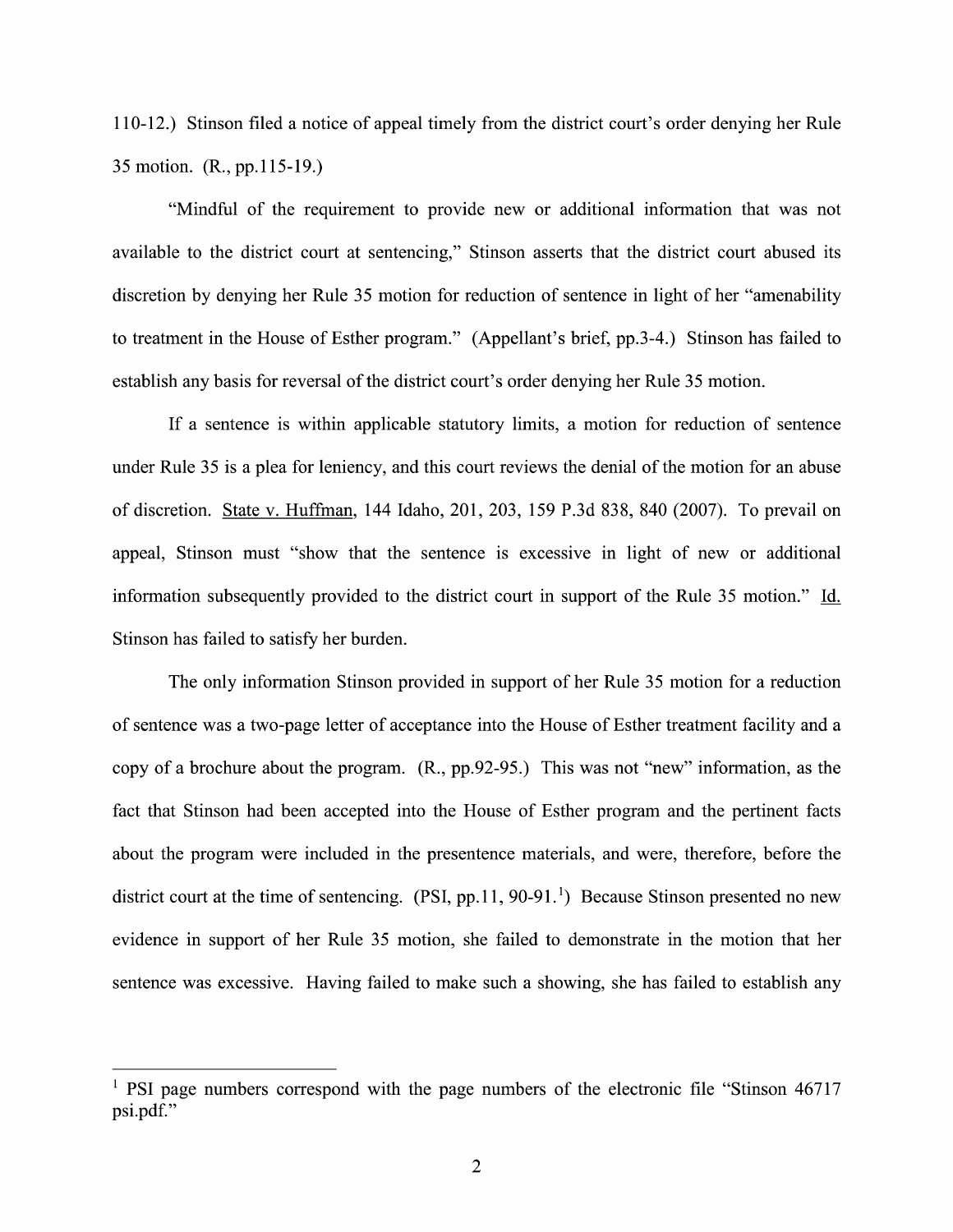110-12.) Stinson filed a notice of appeal timely from the district court's order denying her Rule 35 motion. (R., pp.115-19.)

"Mindful of the requirement to provide new or additional information that was not available to the district court at sentencing," Stinson asserts that the district court abused its discretion by denying her Rule 35 motion for reduction of sentence in light of her "amenability to treatment in the House of Esther program." (Appellant's brief, pp.3-4.) Stinson has failed to establish any basis for reversal of the district court's order denying her Rule 35 motion.

If a sentence is within applicable statutory limits, a motion for reduction of sentence under Rule 35 is a plea for leniency, and this court reviews the denial of the motion for an abuse of discretion. State v. Huffman, 144 Idaho, 201, 203, 159 P.3d 838, 840 (2007). To prevail on appeal, Stinson must "show that the sentence is excessive in light of new or additional information subsequently provided to the district court in support of the Rule 35 motion." Id. Stinson has failed to satisfy her burden.

The only information Stinson provided in support of her Rule 35 motion for a reduction of sentence was a two-page letter of acceptance into the House of Esther treatment facility and a copy of a brochure about the program. (R., pp.92-95.) This was not "new" information, as the fact that Stinson had been accepted into the House of Esther program and the pertinent facts about the program were included in the presentence materials, and were, therefore, before the district court at the time of sentencing. (PSI, pp.11, 90-91.[1]) Because Stinson presented no new evidence in support of her Rule 35 motion, she failed to demonstrate in the motion that her sentence was excessive. Having failed to make such a showing, she has failed to establish any

---

[1] PSI page numbers correspond with the page numbers of the electronic file "Stinson 46717 psi.pdf."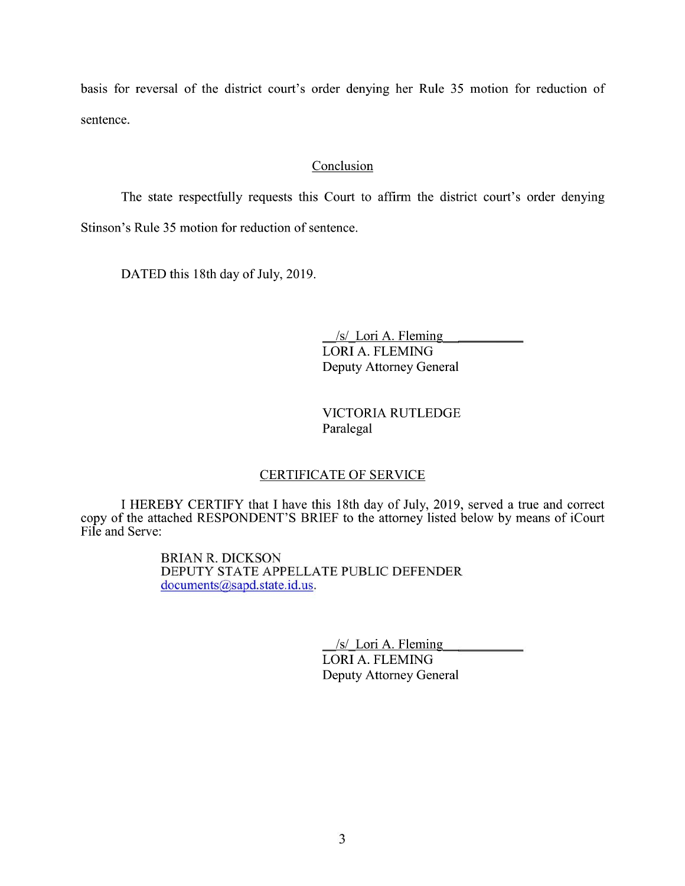basis for reversal of the district court's order denying her Rule 35 motion for reduction of sentence.

## Conclusion

The state respectfully requests this Court to affirm the district court's order denying Stinson's Rule 35 motion for reduction of sentence.

DATED this 18th day of July, 2019.

/s/ Lori A. Fleming
LORI A. FLEMING
Deputy Attorney General

VICTORIA RUTLEDGE
Paralegal

## CERTIFICATE OF SERVICE

I HEREBY CERTIFY that I have this 18th day of July, 2019, served a true and correct copy of the attached RESPONDENT'S BRIEF to the attorney listed below by means of iCourt File and Serve:

BRIAN R. DICKSON
DEPUTY STATE APPELLATE PUBLIC DEFENDER
documents@sapd.state.id.us.

/s/ Lori A. Fleming
LORI A. FLEMING
Deputy Attorney General